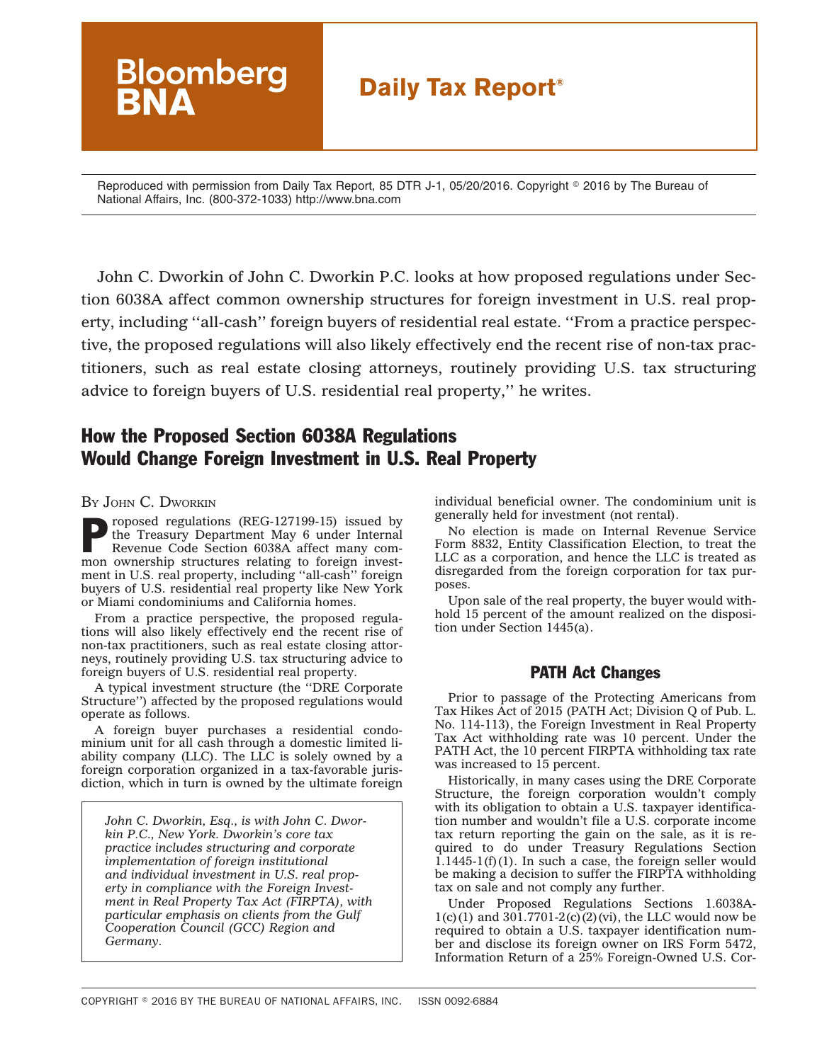Bloomberg BNA

**Daily Tax Report®**

Reproduced with permission from Daily Tax Report, 85 DTR J-1, 05/20/2016. Copyright © 2016 by The Bureau of National Affairs, Inc. (800-372-1033) http://www.bna.com

John C. Dworkin of John C. Dworkin P.C. looks at how proposed regulations under Section 6038A affect common ownership structures for foreign investment in U.S. real property, including ''all-cash'' foreign buyers of residential real estate. ''From a practice perspective, the proposed regulations will also likely effectively end the recent rise of non-tax practitioners, such as real estate closing attorneys, routinely providing U.S. tax structuring advice to foreign buyers of U.S. residential real property,'' he writes.

# How the Proposed Section 6038A Regulations Would Change Foreign Investment in U.S. Real Property

By John C. Dworkin

Proposed regulations (REG-127199-15) issued by the Treasury Department May 6 under Internal Revenue Code Section 6038A affect many common ownership structures relating to foreign investment in U.S. real property, including ''all-cash'' foreign buyers of U.S. residential real property like New York or Miami condominiums and California homes.

From a practice perspective, the proposed regulations will also likely effectively end the recent rise of non-tax practitioners, such as real estate closing attorneys, routinely providing U.S. tax structuring advice to foreign buyers of U.S. residential real property.

A typical investment structure (the ''DRE Corporate Structure'') affected by the proposed regulations would operate as follows.

A foreign buyer purchases a residential condominium unit for all cash through a domestic limited liability company (LLC). The LLC is solely owned by a foreign corporation organized in a tax-favorable jurisdiction, which in turn is owned by the ultimate foreign individual beneficial owner. The condominium unit is generally held for investment (not rental).

No election is made on Internal Revenue Service Form 8832, Entity Classification Election, to treat the LLC as a corporation, and hence the LLC is treated as disregarded from the foreign corporation for tax purposes.

Upon sale of the real property, the buyer would withhold 15 percent of the amount realized on the disposition under Section 1445(a).

*John C. Dworkin, Esq., is with John C. Dworkin P.C., New York. Dworkin's core tax practice includes structuring and corporate implementation of foreign institutional and individual investment in U.S. real property in compliance with the Foreign Investment in Real Property Tax Act (FIRPTA), with particular emphasis on clients from the Gulf Cooperation Council (GCC) Region and Germany.*

## PATH Act Changes

Prior to passage of the Protecting Americans from Tax Hikes Act of 2015 (PATH Act; Division Q of Pub. L. No. 114-113), the Foreign Investment in Real Property Tax Act withholding rate was 10 percent. Under the PATH Act, the 10 percent FIRPTA withholding tax rate was increased to 15 percent.

Historically, in many cases using the DRE Corporate Structure, the foreign corporation wouldn't comply with its obligation to obtain a U.S. taxpayer identification number and wouldn't file a U.S. corporate income tax return reporting the gain on the sale, as it is required to do under Treasury Regulations Section 1.1445-1(f)(1). In such a case, the foreign seller would be making a decision to suffer the FIRPTA withholding tax on sale and not comply any further.

Under Proposed Regulations Sections 1.6038A-1(c)(1) and 301.7701-2(c)(2)(vi), the LLC would now be required to obtain a U.S. taxpayer identification number and disclose its foreign owner on IRS Form 5472, Information Return of a 25% Foreign-Owned U.S. Cor-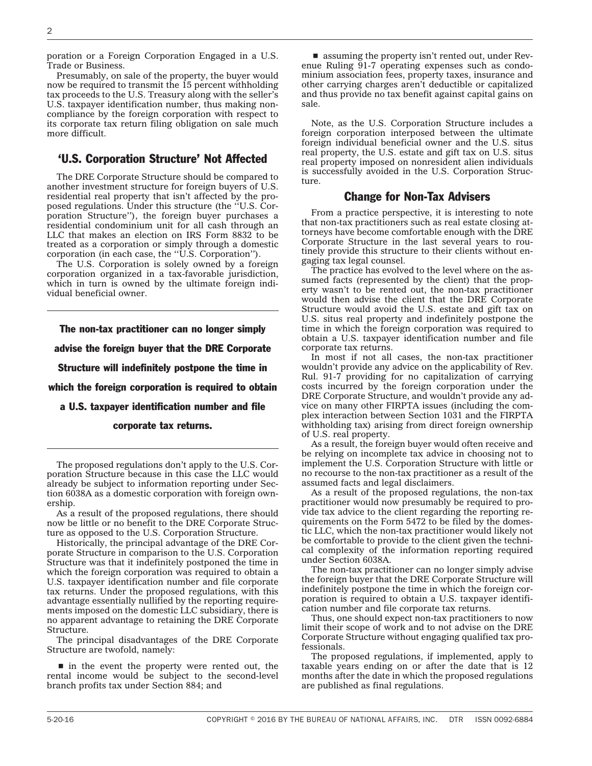poration or a Foreign Corporation Engaged in a U.S. Trade or Business.

Presumably, on sale of the property, the buyer would now be required to transmit the 15 percent withholding tax proceeds to the U.S. Treasury along with the seller's U.S. taxpayer identification number, thus making noncompliance by the foreign corporation with respect to its corporate tax return filing obligation on sale much more difficult.

## 'U.S. Corporation Structure' Not Affected

The DRE Corporate Structure should be compared to another investment structure for foreign buyers of U.S. residential real property that isn't affected by the proposed regulations. Under this structure (the ''U.S. Corporation Structure''), the foreign buyer purchases a residential condominium unit for all cash through an LLC that makes an election on IRS Form 8832 to be treated as a corporation or simply through a domestic corporation (in each case, the ''U.S. Corporation'').

The U.S. Corporation is solely owned by a foreign corporation organized in a tax-favorable jurisdiction, which in turn is owned by the ultimate foreign individual beneficial owner.

**The non-tax practitioner can no longer simply advise the foreign buyer that the DRE Corporate Structure will indefinitely postpone the time in which the foreign corporation is required to obtain a U.S. taxpayer identification number and file corporate tax returns.**

The proposed regulations don't apply to the U.S. Corporation Structure because in this case the LLC would already be subject to information reporting under Section 6038A as a domestic corporation with foreign ownership.

As a result of the proposed regulations, there should now be little or no benefit to the DRE Corporate Structure as opposed to the U.S. Corporation Structure.

Historically, the principal advantage of the DRE Corporate Structure in comparison to the U.S. Corporation Structure was that it indefinitely postponed the time in which the foreign corporation was required to obtain a U.S. taxpayer identification number and file corporate tax returns. Under the proposed regulations, with this advantage essentially nullified by the reporting requirements imposed on the domestic LLC subsidiary, there is no apparent advantage to retaining the DRE Corporate Structure.

The principal disadvantages of the DRE Corporate Structure are twofold, namely:

- in the event the property were rented out, the rental income would be subject to the second-level branch profits tax under Section 884; and
- assuming the property isn't rented out, under Revenue Ruling 91-7 operating expenses such as condominium association fees, property taxes, insurance and other carrying charges aren't deductible or capitalized and thus provide no tax benefit against capital gains on sale.

Note, as the U.S. Corporation Structure includes a foreign corporation interposed between the ultimate foreign individual beneficial owner and the U.S. situs real property, the U.S. estate and gift tax on U.S. situs real property imposed on nonresident alien individuals is successfully avoided in the U.S. Corporation Structure.

## Change for Non-Tax Advisers

From a practice perspective, it is interesting to note that non-tax practitioners such as real estate closing attorneys have become comfortable enough with the DRE Corporate Structure in the last several years to routinely provide this structure to their clients without engaging tax legal counsel.

The practice has evolved to the level where on the assumed facts (represented by the client) that the property wasn't to be rented out, the non-tax practitioner would then advise the client that the DRE Corporate Structure would avoid the U.S. estate and gift tax on U.S. situs real property and indefinitely postpone the time in which the foreign corporation was required to obtain a U.S. taxpayer identification number and file corporate tax returns.

In most if not all cases, the non-tax practitioner wouldn't provide any advice on the applicability of Rev. Rul. 91-7 providing for no capitalization of carrying costs incurred by the foreign corporation under the DRE Corporate Structure, and wouldn't provide any advice on many other FIRPTA issues (including the complex interaction between Section 1031 and the FIRPTA withholding tax) arising from direct foreign ownership of U.S. real property.

As a result, the foreign buyer would often receive and be relying on incomplete tax advice in choosing not to implement the U.S. Corporation Structure with little or no recourse to the non-tax practitioner as a result of the assumed facts and legal disclaimers.

As a result of the proposed regulations, the non-tax practitioner would now presumably be required to provide tax advice to the client regarding the reporting requirements on the Form 5472 to be filed by the domestic LLC, which the non-tax practitioner would likely not be comfortable to provide to the client given the technical complexity of the information reporting required under Section 6038A.

The non-tax practitioner can no longer simply advise the foreign buyer that the DRE Corporate Structure will indefinitely postpone the time in which the foreign corporation is required to obtain a U.S. taxpayer identification number and file corporate tax returns.

Thus, one should expect non-tax practitioners to now limit their scope of work and to not advise on the DRE Corporate Structure without engaging qualified tax professionals.

The proposed regulations, if implemented, apply to taxable years ending on or after the date that is 12 months after the date in which the proposed regulations are published as final regulations.